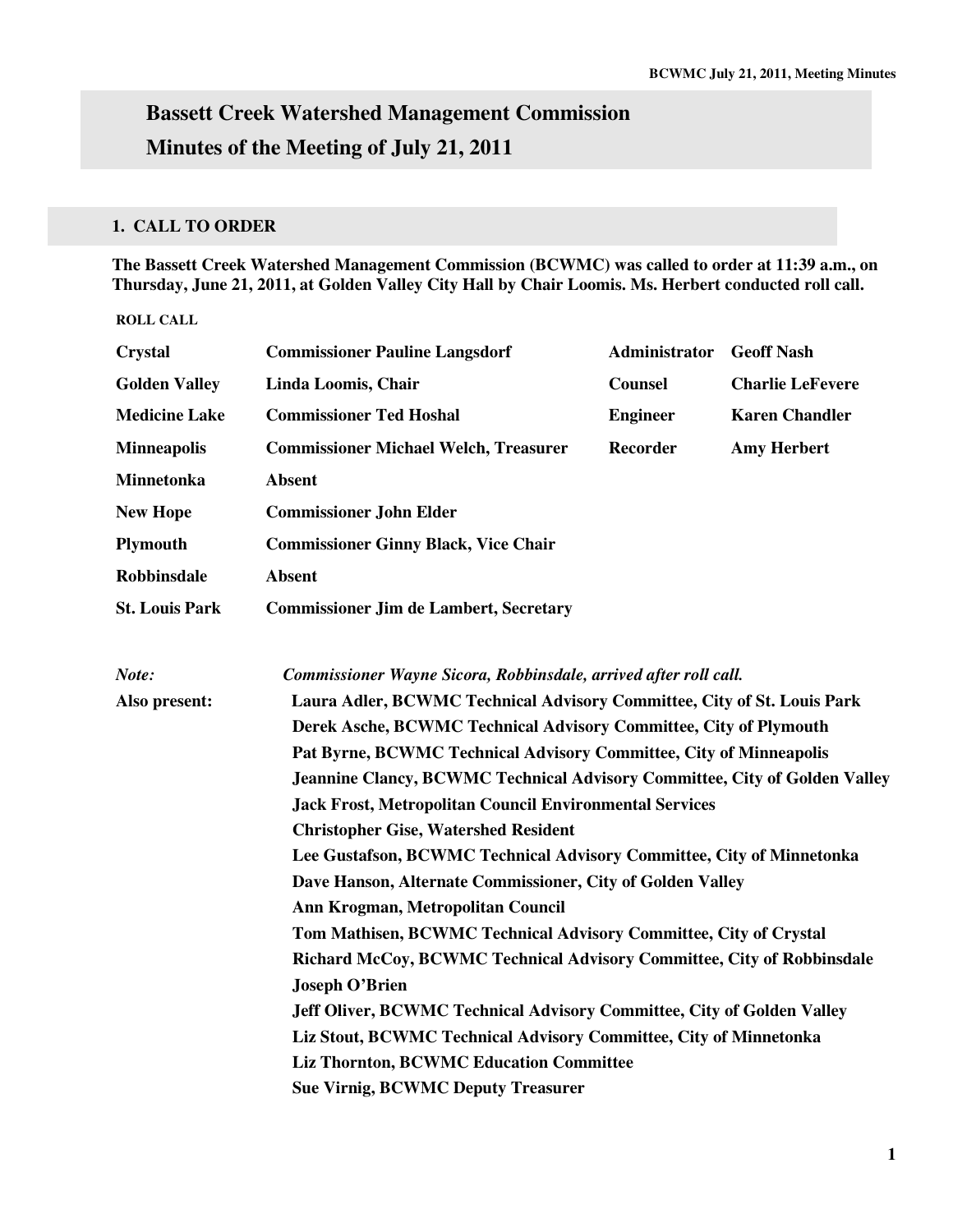# Bassett Creek Watershed Management Commission

# Minutes of the Meeting of July 21, 2011

## 1. CALL TO ORDER

**The Bassett Creek Watershed Management Commission (BCWMC) was called to order at 11:39 a.m., on Thursday, June 21, 2011, at Golden Valley City Hall by Chair Loomis. Ms. Herbert conducted roll call.**

**ROLL CALL**

| | | | |
|---|---|---|---|
| **Crystal** | **Commissioner Pauline Langsdorf** | **Administrator** | **Geoff Nash** |
| **Golden Valley** | **Linda Loomis, Chair** | **Counsel** | **Charlie LeFevere** |
| **Medicine Lake** | **Commissioner Ted Hoshal** | **Engineer** | **Karen Chandler** |
| **Minneapolis** | **Commissioner Michael Welch, Treasurer** | **Recorder** | **Amy Herbert** |
| **Minnetonka** | **Absent** | | |
| **New Hope** | **Commissioner John Elder** | | |
| **Plymouth** | **Commissioner Ginny Black, Vice Chair** | | |
| **Robbinsdale** | **Absent** | | |
| **St. Louis Park** | **Commissioner Jim de Lambert, Secretary** | | |

*Note:* *Commissioner Wayne Sicora, Robbinsdale, arrived after roll call.*

**Also present:**

**Laura Adler, BCWMC Technical Advisory Committee, City of St. Louis Park**
**Derek Asche, BCWMC Technical Advisory Committee, City of Plymouth**
**Pat Byrne, BCWMC Technical Advisory Committee, City of Minneapolis**
**Jeannine Clancy, BCWMC Technical Advisory Committee, City of Golden Valley**
**Jack Frost, Metropolitan Council Environmental Services**
**Christopher Gise, Watershed Resident**
**Lee Gustafson, BCWMC Technical Advisory Committee, City of Minnetonka**
**Dave Hanson, Alternate Commissioner, City of Golden Valley**
**Ann Krogman, Metropolitan Council**
**Tom Mathisen, BCWMC Technical Advisory Committee, City of Crystal**
**Richard McCoy, BCWMC Technical Advisory Committee, City of Robbinsdale**
**Joseph O'Brien**
**Jeff Oliver, BCWMC Technical Advisory Committee, City of Golden Valley**
**Liz Stout, BCWMC Technical Advisory Committee, City of Minnetonka**
**Liz Thornton, BCWMC Education Committee**
**Sue Virnig, BCWMC Deputy Treasurer**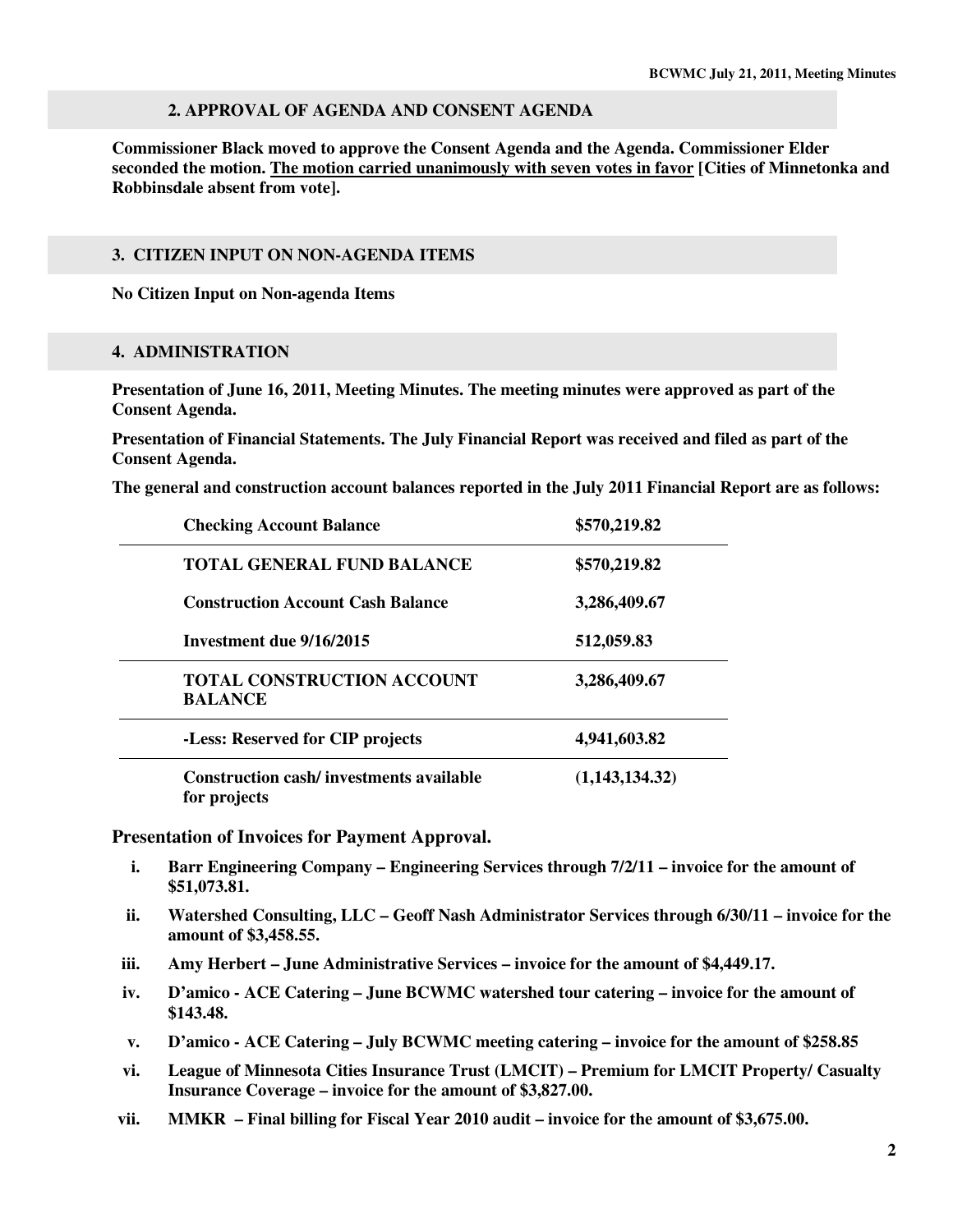## 2. APPROVAL OF AGENDA AND CONSENT AGENDA

**Commissioner Black moved to approve the Consent Agenda and the Agenda. Commissioner Elder seconded the motion. The motion carried unanimously with seven votes in favor [Cities of Minnetonka and Robbinsdale absent from vote].**

## 3. CITIZEN INPUT ON NON-AGENDA ITEMS

**No Citizen Input on Non-agenda Items**

## 4. ADMINISTRATION

**Presentation of June 16, 2011, Meeting Minutes. The meeting minutes were approved as part of the Consent Agenda.**

**Presentation of Financial Statements. The July Financial Report was received and filed as part of the Consent Agenda.**

**The general and construction account balances reported in the July 2011 Financial Report are as follows:**

| | |
|---|---|
| **Checking Account Balance** | **$570,219.82** |
| **TOTAL GENERAL FUND BALANCE** | **$570,219.82** |
| **Construction Account Cash Balance** | **3,286,409.67** |
| **Investment due 9/16/2015** | **512,059.83** |
| **TOTAL CONSTRUCTION ACCOUNT BALANCE** | **3,286,409.67** |
| **-Less: Reserved for CIP projects** | **4,941,603.82** |
| **Construction cash/ investments available for projects** | **(1,143,134.32)** |

**Presentation of Invoices for Payment Approval.**

i. **Barr Engineering Company – Engineering Services through 7/2/11 – invoice for the amount of $51,073.81.**

ii. **Watershed Consulting, LLC – Geoff Nash Administrator Services through 6/30/11 – invoice for the amount of $3,458.55.**

iii. **Amy Herbert – June Administrative Services – invoice for the amount of $4,449.17.**

iv. **D'amico - ACE Catering – June BCWMC watershed tour catering – invoice for the amount of $143.48.**

v. **D'amico - ACE Catering – July BCWMC meeting catering – invoice for the amount of $258.85**

vi. **League of Minnesota Cities Insurance Trust (LMCIT) – Premium for LMCIT Property/ Casualty Insurance Coverage – invoice for the amount of $3,827.00.**

vii. **MMKR – Final billing for Fiscal Year 2010 audit – invoice for the amount of $3,675.00.**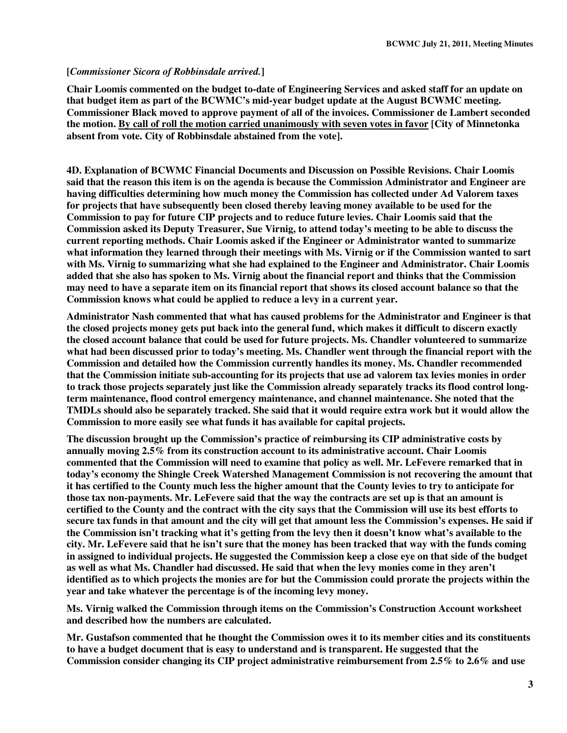**[*Commissioner Sicora of Robbinsdale arrived.*]**

**Chair Loomis commented on the budget to-date of Engineering Services and asked staff for an update on that budget item as part of the BCWMC's mid-year budget update at the August BCWMC meeting. Commissioner Black moved to approve payment of all of the invoices. Commissioner de Lambert seconded the motion. <u>By call of roll the motion carried unanimously with seven votes in favor</u> [City of Minnetonka absent from vote. City of Robbinsdale abstained from the vote].**

**4D. Explanation of BCWMC Financial Documents and Discussion on Possible Revisions. Chair Loomis said that the reason this item is on the agenda is because the Commission Administrator and Engineer are having difficulties determining how much money the Commission has collected under Ad Valorem taxes for projects that have subsequently been closed thereby leaving money available to be used for the Commission to pay for future CIP projects and to reduce future levies. Chair Loomis said that the Commission asked its Deputy Treasurer, Sue Virnig, to attend today's meeting to be able to discuss the current reporting methods. Chair Loomis asked if the Engineer or Administrator wanted to summarize what information they learned through their meetings with Ms. Virnig or if the Commission wanted to sart with Ms. Virnig to summarizing what she had explained to the Engineer and Administrator. Chair Loomis added that she also has spoken to Ms. Virnig about the financial report and thinks that the Commission may need to have a separate item on its financial report that shows its closed account balance so that the Commission knows what could be applied to reduce a levy in a current year.**

**Administrator Nash commented that what has caused problems for the Administrator and Engineer is that the closed projects money gets put back into the general fund, which makes it difficult to discern exactly the closed account balance that could be used for future projects. Ms. Chandler volunteered to summarize what had been discussed prior to today's meeting. Ms. Chandler went through the financial report with the Commission and detailed how the Commission currently handles its money. Ms. Chandler recommended that the Commission initiate sub-accounting for its projects that use ad valorem tax levies monies in order to track those projects separately just like the Commission already separately tracks its flood control long-term maintenance, flood control emergency maintenance, and channel maintenance. She noted that the TMDLs should also be separately tracked. She said that it would require extra work but it would allow the Commission to more easily see what funds it has available for capital projects.**

**The discussion brought up the Commission's practice of reimbursing its CIP administrative costs by annually moving 2.5% from its construction account to its administrative account. Chair Loomis commented that the Commission will need to examine that policy as well. Mr. LeFevere remarked that in today's economy the Shingle Creek Watershed Management Commission is not recovering the amount that it has certified to the County much less the higher amount that the County levies to try to anticipate for those tax non-payments. Mr. LeFevere said that the way the contracts are set up is that an amount is certified to the County and the contract with the city says that the Commission will use its best efforts to secure tax funds in that amount and the city will get that amount less the Commission's expenses. He said if the Commission isn't tracking what it's getting from the levy then it doesn't know what's available to the city. Mr. LeFevere said that he isn't sure that the money has been tracked that way with the funds coming in assigned to individual projects. He suggested the Commission keep a close eye on that side of the budget as well as what Ms. Chandler had discussed. He said that when the levy monies come in they aren't identified as to which projects the monies are for but the Commission could prorate the projects within the year and take whatever the percentage is of the incoming levy money.**

**Ms. Virnig walked the Commission through items on the Commission's Construction Account worksheet and described how the numbers are calculated.**

**Mr. Gustafson commented that he thought the Commission owes it to its member cities and its constituents to have a budget document that is easy to understand and is transparent. He suggested that the Commission consider changing its CIP project administrative reimbursement from 2.5% to 2.6% and use**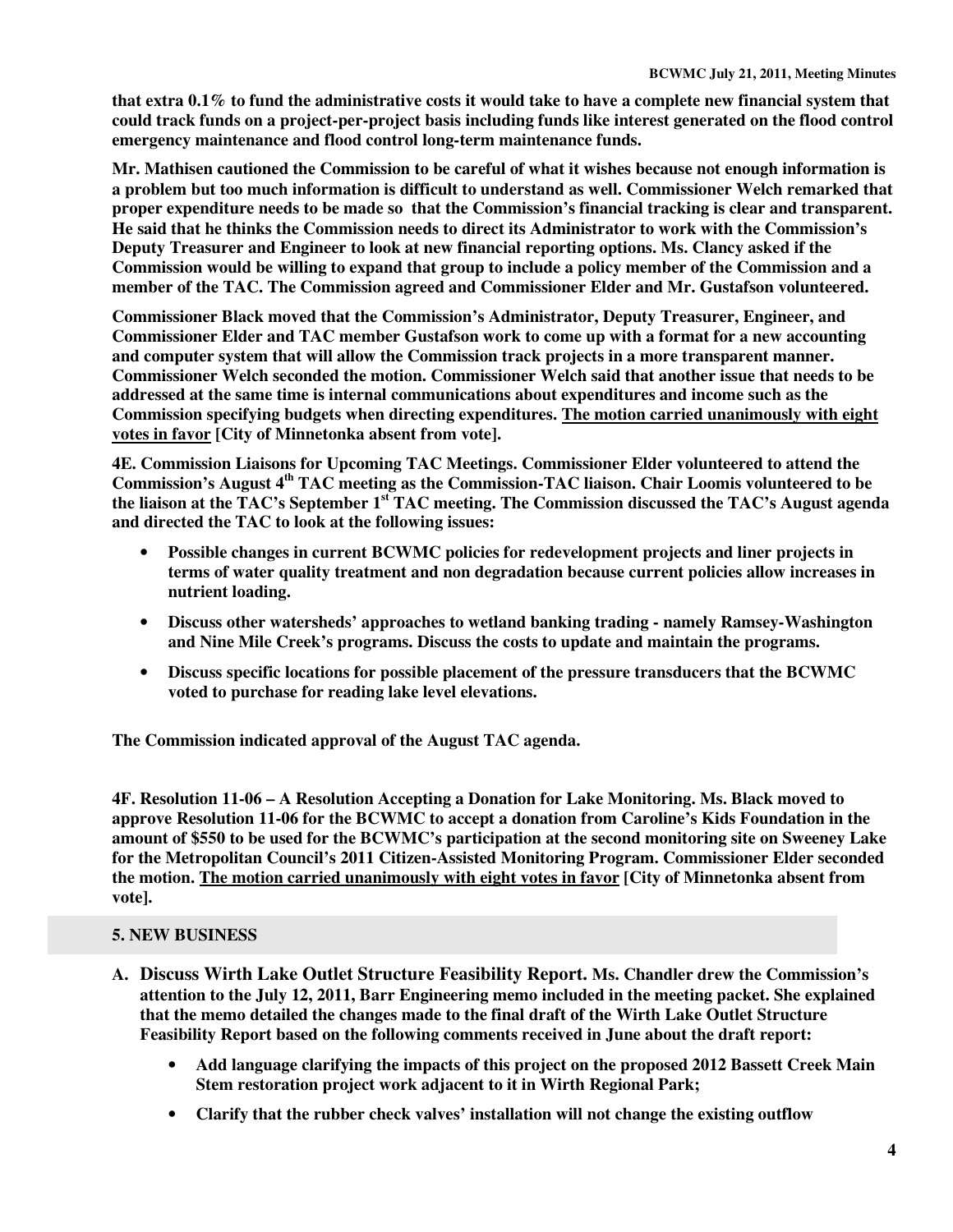**that extra 0.1% to fund the administrative costs it would take to have a complete new financial system that could track funds on a project-per-project basis including funds like interest generated on the flood control emergency maintenance and flood control long-term maintenance funds.**

**Mr. Mathisen cautioned the Commission to be careful of what it wishes because not enough information is a problem but too much information is difficult to understand as well. Commissioner Welch remarked that proper expenditure needs to be made so that the Commission's financial tracking is clear and transparent. He said that he thinks the Commission needs to direct its Administrator to work with the Commission's Deputy Treasurer and Engineer to look at new financial reporting options. Ms. Clancy asked if the Commission would be willing to expand that group to include a policy member of the Commission and a member of the TAC. The Commission agreed and Commissioner Elder and Mr. Gustafson volunteered.**

**Commissioner Black moved that the Commission's Administrator, Deputy Treasurer, Engineer, and Commissioner Elder and TAC member Gustafson work to come up with a format for a new accounting and computer system that will allow the Commission track projects in a more transparent manner. Commissioner Welch seconded the motion. Commissioner Welch said that another issue that needs to be addressed at the same time is internal communications about expenditures and income such as the Commission specifying budgets when directing expenditures. <u>The motion carried unanimously with eight votes in favor</u> [City of Minnetonka absent from vote].**

**4E. Commission Liaisons for Upcoming TAC Meetings. Commissioner Elder volunteered to attend the Commission's August 4th TAC meeting as the Commission-TAC liaison. Chair Loomis volunteered to be the liaison at the TAC's September 1st TAC meeting. The Commission discussed the TAC's August agenda and directed the TAC to look at the following issues:**

- **Possible changes in current BCWMC policies for redevelopment projects and liner projects in terms of water quality treatment and non degradation because current policies allow increases in nutrient loading.**
- **Discuss other watersheds' approaches to wetland banking trading - namely Ramsey-Washington and Nine Mile Creek's programs. Discuss the costs to update and maintain the programs.**
- **Discuss specific locations for possible placement of the pressure transducers that the BCWMC voted to purchase for reading lake level elevations.**

**The Commission indicated approval of the August TAC agenda.**

**4F. Resolution 11-06 – A Resolution Accepting a Donation for Lake Monitoring. Ms. Black moved to approve Resolution 11-06 for the BCWMC to accept a donation from Caroline's Kids Foundation in the amount of $550 to be used for the BCWMC's participation at the second monitoring site on Sweeney Lake for the Metropolitan Council's 2011 Citizen-Assisted Monitoring Program. Commissioner Elder seconded the motion. <u>The motion carried unanimously with eight votes in favor</u> [City of Minnetonka absent from vote].**

## 5. NEW BUSINESS

**A. Discuss Wirth Lake Outlet Structure Feasibility Report. Ms. Chandler drew the Commission's attention to the July 12, 2011, Barr Engineering memo included in the meeting packet. She explained that the memo detailed the changes made to the final draft of the Wirth Lake Outlet Structure Feasibility Report based on the following comments received in June about the draft report:**

- **Add language clarifying the impacts of this project on the proposed 2012 Bassett Creek Main Stem restoration project work adjacent to it in Wirth Regional Park;**
- **Clarify that the rubber check valves' installation will not change the existing outflow**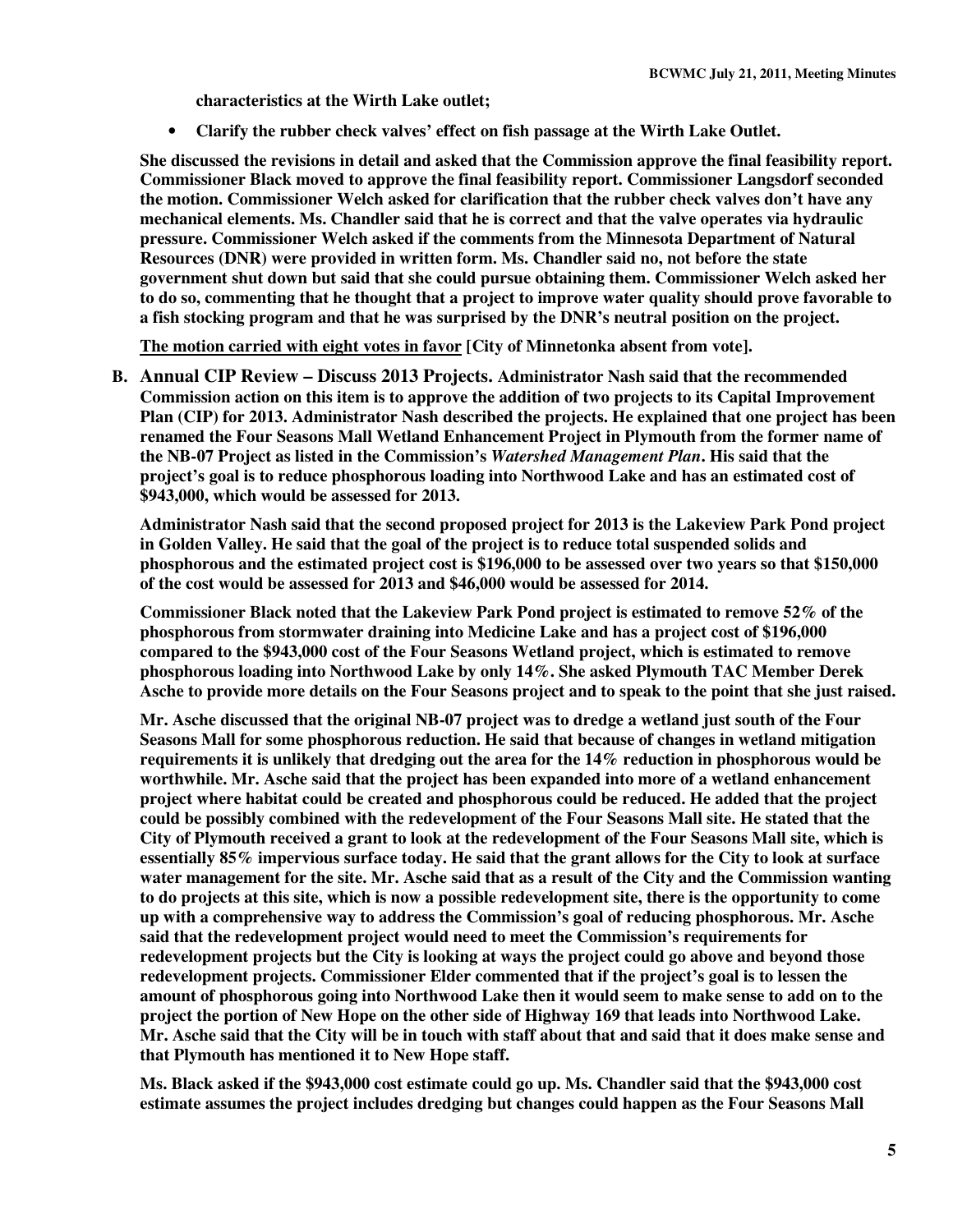**characteristics at the Wirth Lake outlet;**

- **Clarify the rubber check valves' effect on fish passage at the Wirth Lake Outlet.**

**She discussed the revisions in detail and asked that the Commission approve the final feasibility report. Commissioner Black moved to approve the final feasibility report. Commissioner Langsdorf seconded the motion. Commissioner Welch asked for clarification that the rubber check valves don't have any mechanical elements. Ms. Chandler said that he is correct and that the valve operates via hydraulic pressure. Commissioner Welch asked if the comments from the Minnesota Department of Natural Resources (DNR) were provided in written form. Ms. Chandler said no, not before the state government shut down but said that she could pursue obtaining them. Commissioner Welch asked her to do so, commenting that he thought that a project to improve water quality should prove favorable to a fish stocking program and that he was surprised by the DNR's neutral position on the project.**

**<u>The motion carried with eight votes in favor</u> [City of Minnetonka absent from vote].**

**B. Annual CIP Review – Discuss 2013 Projects.** **Administrator Nash said that the recommended Commission action on this item is to approve the addition of two projects to its Capital Improvement Plan (CIP) for 2013. Administrator Nash described the projects. He explained that one project has been renamed the Four Seasons Mall Wetland Enhancement Project in Plymouth from the former name of the NB-07 Project as listed in the Commission's *Watershed Management Plan*. His said that the project's goal is to reduce phosphorous loading into Northwood Lake and has an estimated cost of $943,000, which would be assessed for 2013.**

**Administrator Nash said that the second proposed project for 2013 is the Lakeview Park Pond project in Golden Valley. He said that the goal of the project is to reduce total suspended solids and phosphorous and the estimated project cost is $196,000 to be assessed over two years so that $150,000 of the cost would be assessed for 2013 and $46,000 would be assessed for 2014.**

**Commissioner Black noted that the Lakeview Park Pond project is estimated to remove 52% of the phosphorous from stormwater draining into Medicine Lake and has a project cost of $196,000 compared to the $943,000 cost of the Four Seasons Wetland project, which is estimated to remove phosphorous loading into Northwood Lake by only 14%. She asked Plymouth TAC Member Derek Asche to provide more details on the Four Seasons project and to speak to the point that she just raised.**

**Mr. Asche discussed that the original NB-07 project was to dredge a wetland just south of the Four Seasons Mall for some phosphorous reduction. He said that because of changes in wetland mitigation requirements it is unlikely that dredging out the area for the 14% reduction in phosphorous would be worthwhile. Mr. Asche said that the project has been expanded into more of a wetland enhancement project where habitat could be created and phosphorous could be reduced. He added that the project could be possibly combined with the redevelopment of the Four Seasons Mall site. He stated that the City of Plymouth received a grant to look at the redevelopment of the Four Seasons Mall site, which is essentially 85% impervious surface today. He said that the grant allows for the City to look at surface water management for the site. Mr. Asche said that as a result of the City and the Commission wanting to do projects at this site, which is now a possible redevelopment site, there is the opportunity to come up with a comprehensive way to address the Commission's goal of reducing phosphorous. Mr. Asche said that the redevelopment project would need to meet the Commission's requirements for redevelopment projects but the City is looking at ways the project could go above and beyond those redevelopment projects. Commissioner Elder commented that if the project's goal is to lessen the amount of phosphorous going into Northwood Lake then it would seem to make sense to add on to the project the portion of New Hope on the other side of Highway 169 that leads into Northwood Lake. Mr. Asche said that the City will be in touch with staff about that and said that it does make sense and that Plymouth has mentioned it to New Hope staff.**

**Ms. Black asked if the $943,000 cost estimate could go up. Ms. Chandler said that the $943,000 cost estimate assumes the project includes dredging but changes could happen as the Four Seasons Mall**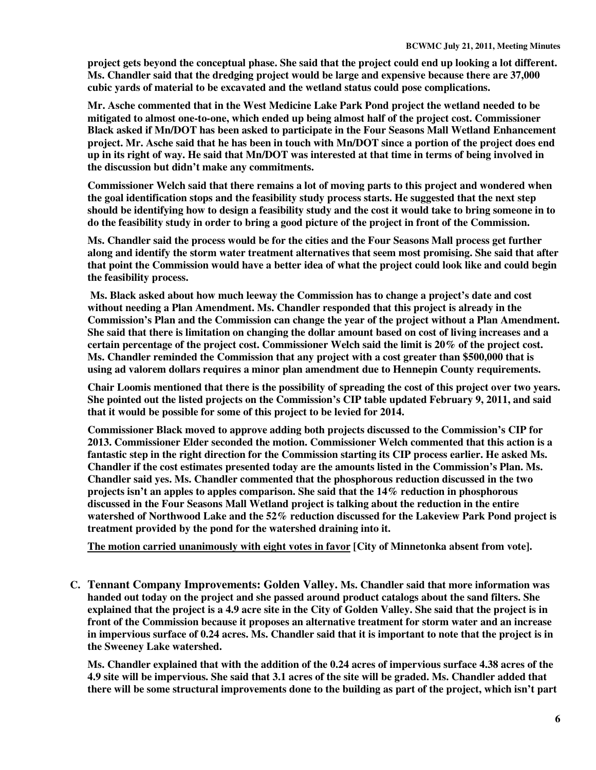**project gets beyond the conceptual phase. She said that the project could end up looking a lot different. Ms. Chandler said that the dredging project would be large and expensive because there are 37,000 cubic yards of material to be excavated and the wetland status could pose complications.**

**Mr. Asche commented that in the West Medicine Lake Park Pond project the wetland needed to be mitigated to almost one-to-one, which ended up being almost half of the project cost. Commissioner Black asked if Mn/DOT has been asked to participate in the Four Seasons Mall Wetland Enhancement project. Mr. Asche said that he has been in touch with Mn/DOT since a portion of the project does end up in its right of way. He said that Mn/DOT was interested at that time in terms of being involved in the discussion but didn't make any commitments.**

**Commissioner Welch said that there remains a lot of moving parts to this project and wondered when the goal identification stops and the feasibility study process starts. He suggested that the next step should be identifying how to design a feasibility study and the cost it would take to bring someone in to do the feasibility study in order to bring a good picture of the project in front of the Commission.**

**Ms. Chandler said the process would be for the cities and the Four Seasons Mall process get further along and identify the storm water treatment alternatives that seem most promising. She said that after that point the Commission would have a better idea of what the project could look like and could begin the feasibility process.**

**Ms. Black asked about how much leeway the Commission has to change a project's date and cost without needing a Plan Amendment. Ms. Chandler responded that this project is already in the Commission's Plan and the Commission can change the year of the project without a Plan Amendment. She said that there is limitation on changing the dollar amount based on cost of living increases and a certain percentage of the project cost. Commissioner Welch said the limit is 20% of the project cost. Ms. Chandler reminded the Commission that any project with a cost greater than $500,000 that is using ad valorem dollars requires a minor plan amendment due to Hennepin County requirements.**

**Chair Loomis mentioned that there is the possibility of spreading the cost of this project over two years. She pointed out the listed projects on the Commission's CIP table updated February 9, 2011, and said that it would be possible for some of this project to be levied for 2014.**

**Commissioner Black moved to approve adding both projects discussed to the Commission's CIP for 2013. Commissioner Elder seconded the motion. Commissioner Welch commented that this action is a fantastic step in the right direction for the Commission starting its CIP process earlier. He asked Ms. Chandler if the cost estimates presented today are the amounts listed in the Commission's Plan. Ms. Chandler said yes. Ms. Chandler commented that the phosphorous reduction discussed in the two projects isn't an apples to apples comparison. She said that the 14% reduction in phosphorous discussed in the Four Seasons Mall Wetland project is talking about the reduction in the entire watershed of Northwood Lake and the 52% reduction discussed for the Lakeview Park Pond project is treatment provided by the pond for the watershed draining into it.**

**<u>The motion carried unanimously with eight votes in favor</u> [City of Minnetonka absent from vote].**

**C. Tennant Company Improvements: Golden Valley. Ms. Chandler said that more information was handed out today on the project and she passed around product catalogs about the sand filters. She explained that the project is a 4.9 acre site in the City of Golden Valley. She said that the project is in front of the Commission because it proposes an alternative treatment for storm water and an increase in impervious surface of 0.24 acres. Ms. Chandler said that it is important to note that the project is in the Sweeney Lake watershed.**

**Ms. Chandler explained that with the addition of the 0.24 acres of impervious surface 4.38 acres of the 4.9 site will be impervious. She said that 3.1 acres of the site will be graded. Ms. Chandler added that there will be some structural improvements done to the building as part of the project, which isn't part**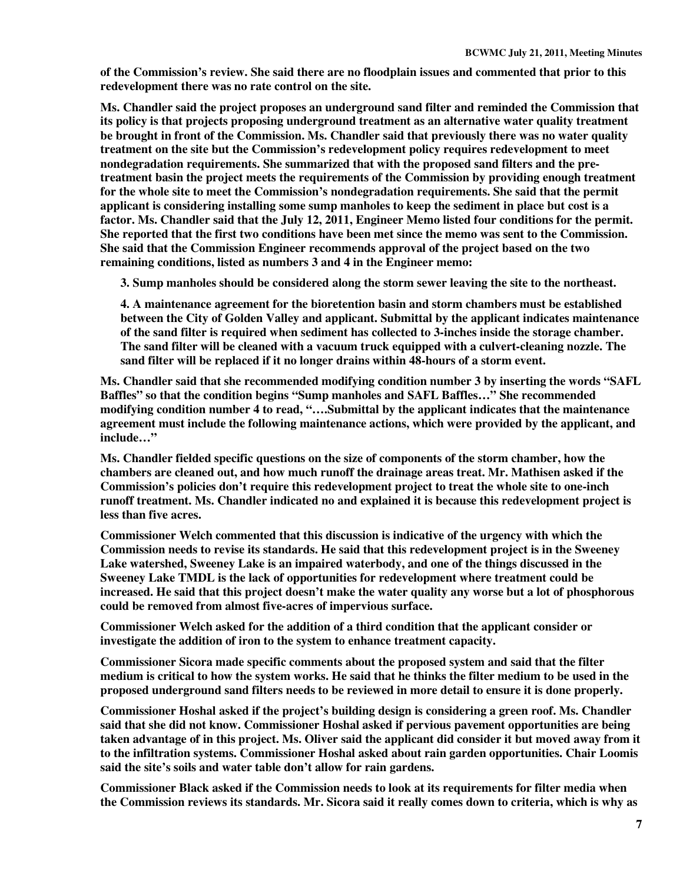**of the Commission's review. She said there are no floodplain issues and commented that prior to this redevelopment there was no rate control on the site.**

**Ms. Chandler said the project proposes an underground sand filter and reminded the Commission that its policy is that projects proposing underground treatment as an alternative water quality treatment be brought in front of the Commission. Ms. Chandler said that previously there was no water quality treatment on the site but the Commission's redevelopment policy requires redevelopment to meet nondegradation requirements. She summarized that with the proposed sand filters and the pre-treatment basin the project meets the requirements of the Commission by providing enough treatment for the whole site to meet the Commission's nondegradation requirements. She said that the permit applicant is considering installing some sump manholes to keep the sediment in place but cost is a factor. Ms. Chandler said that the July 12, 2011, Engineer Memo listed four conditions for the permit. She reported that the first two conditions have been met since the memo was sent to the Commission. She said that the Commission Engineer recommends approval of the project based on the two remaining conditions, listed as numbers 3 and 4 in the Engineer memo:**

> **3. Sump manholes should be considered along the storm sewer leaving the site to the northeast.**
>
> **4. A maintenance agreement for the bioretention basin and storm chambers must be established between the City of Golden Valley and applicant. Submittal by the applicant indicates maintenance of the sand filter is required when sediment has collected to 3-inches inside the storage chamber. The sand filter will be cleaned with a vacuum truck equipped with a culvert-cleaning nozzle. The sand filter will be replaced if it no longer drains within 48-hours of a storm event.**

**Ms. Chandler said that she recommended modifying condition number 3 by inserting the words "SAFL Baffles" so that the condition begins "Sump manholes and SAFL Baffles…" She recommended modifying condition number 4 to read, "….Submittal by the applicant indicates that the maintenance agreement must include the following maintenance actions, which were provided by the applicant, and include…"**

**Ms. Chandler fielded specific questions on the size of components of the storm chamber, how the chambers are cleaned out, and how much runoff the drainage areas treat. Mr. Mathisen asked if the Commission's policies don't require this redevelopment project to treat the whole site to one-inch runoff treatment. Ms. Chandler indicated no and explained it is because this redevelopment project is less than five acres.**

**Commissioner Welch commented that this discussion is indicative of the urgency with which the Commission needs to revise its standards. He said that this redevelopment project is in the Sweeney Lake watershed, Sweeney Lake is an impaired waterbody, and one of the things discussed in the Sweeney Lake TMDL is the lack of opportunities for redevelopment where treatment could be increased. He said that this project doesn't make the water quality any worse but a lot of phosphorous could be removed from almost five-acres of impervious surface.**

**Commissioner Welch asked for the addition of a third condition that the applicant consider or investigate the addition of iron to the system to enhance treatment capacity.**

**Commissioner Sicora made specific comments about the proposed system and said that the filter medium is critical to how the system works. He said that he thinks the filter medium to be used in the proposed underground sand filters needs to be reviewed in more detail to ensure it is done properly.**

**Commissioner Hoshal asked if the project's building design is considering a green roof. Ms. Chandler said that she did not know. Commissioner Hoshal asked if pervious pavement opportunities are being taken advantage of in this project. Ms. Oliver said the applicant did consider it but moved away from it to the infiltration systems. Commissioner Hoshal asked about rain garden opportunities. Chair Loomis said the site's soils and water table don't allow for rain gardens.**

**Commissioner Black asked if the Commission needs to look at its requirements for filter media when the Commission reviews its standards. Mr. Sicora said it really comes down to criteria, which is why as**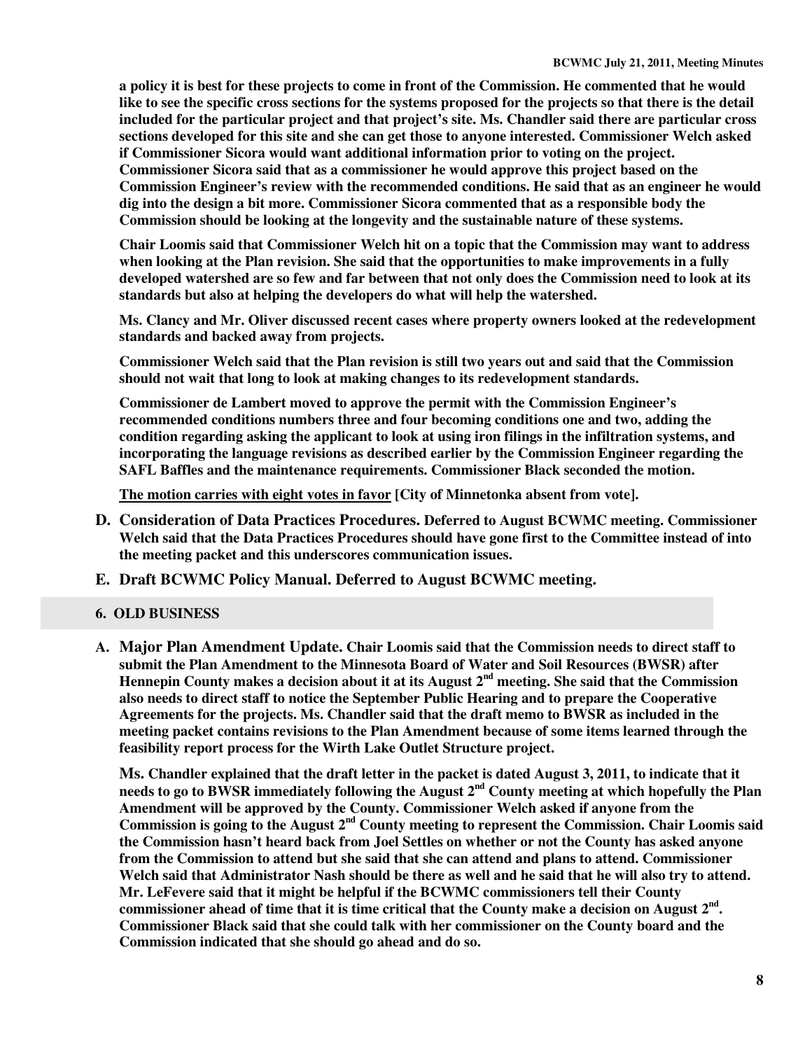**a policy it is best for these projects to come in front of the Commission. He commented that he would like to see the specific cross sections for the systems proposed for the projects so that there is the detail included for the particular project and that project's site. Ms. Chandler said there are particular cross sections developed for this site and she can get those to anyone interested. Commissioner Welch asked if Commissioner Sicora would want additional information prior to voting on the project. Commissioner Sicora said that as a commissioner he would approve this project based on the Commission Engineer's review with the recommended conditions. He said that as an engineer he would dig into the design a bit more. Commissioner Sicora commented that as a responsible body the Commission should be looking at the longevity and the sustainable nature of these systems.**

**Chair Loomis said that Commissioner Welch hit on a topic that the Commission may want to address when looking at the Plan revision. She said that the opportunities to make improvements in a fully developed watershed are so few and far between that not only does the Commission need to look at its standards but also at helping the developers do what will help the watershed.**

**Ms. Clancy and Mr. Oliver discussed recent cases where property owners looked at the redevelopment standards and backed away from projects.**

**Commissioner Welch said that the Plan revision is still two years out and said that the Commission should not wait that long to look at making changes to its redevelopment standards.**

**Commissioner de Lambert moved to approve the permit with the Commission Engineer's recommended conditions numbers three and four becoming conditions one and two, adding the condition regarding asking the applicant to look at using iron filings in the infiltration systems, and incorporating the language revisions as described earlier by the Commission Engineer regarding the SAFL Baffles and the maintenance requirements. Commissioner Black seconded the motion.**

**<u>The motion carries with eight votes in favor</u> [City of Minnetonka absent from vote].**

**D. Consideration of Data Practices Procedures. Deferred to August BCWMC meeting. Commissioner Welch said that the Data Practices Procedures should have gone first to the Committee instead of into the meeting packet and this underscores communication issues.**

**E. Draft BCWMC Policy Manual. Deferred to August BCWMC meeting.**

## 6. OLD BUSINESS

**A. Major Plan Amendment Update. Chair Loomis said that the Commission needs to direct staff to submit the Plan Amendment to the Minnesota Board of Water and Soil Resources (BWSR) after Hennepin County makes a decision about it at its August 2nd meeting. She said that the Commission also needs to direct staff to notice the September Public Hearing and to prepare the Cooperative Agreements for the projects. Ms. Chandler said that the draft memo to BWSR as included in the meeting packet contains revisions to the Plan Amendment because of some items learned through the feasibility report process for the Wirth Lake Outlet Structure project.**

**Ms. Chandler explained that the draft letter in the packet is dated August 3, 2011, to indicate that it needs to go to BWSR immediately following the August 2nd County meeting at which hopefully the Plan Amendment will be approved by the County. Commissioner Welch asked if anyone from the Commission is going to the August 2nd County meeting to represent the Commission. Chair Loomis said the Commission hasn't heard back from Joel Settles on whether or not the County has asked anyone from the Commission to attend but she said that she can attend and plans to attend. Commissioner Welch said that Administrator Nash should be there as well and he said that he will also try to attend. Mr. LeFevere said that it might be helpful if the BCWMC commissioners tell their County commissioner ahead of time that it is time critical that the County make a decision on August 2nd. Commissioner Black said that she could talk with her commissioner on the County board and the Commission indicated that she should go ahead and do so.**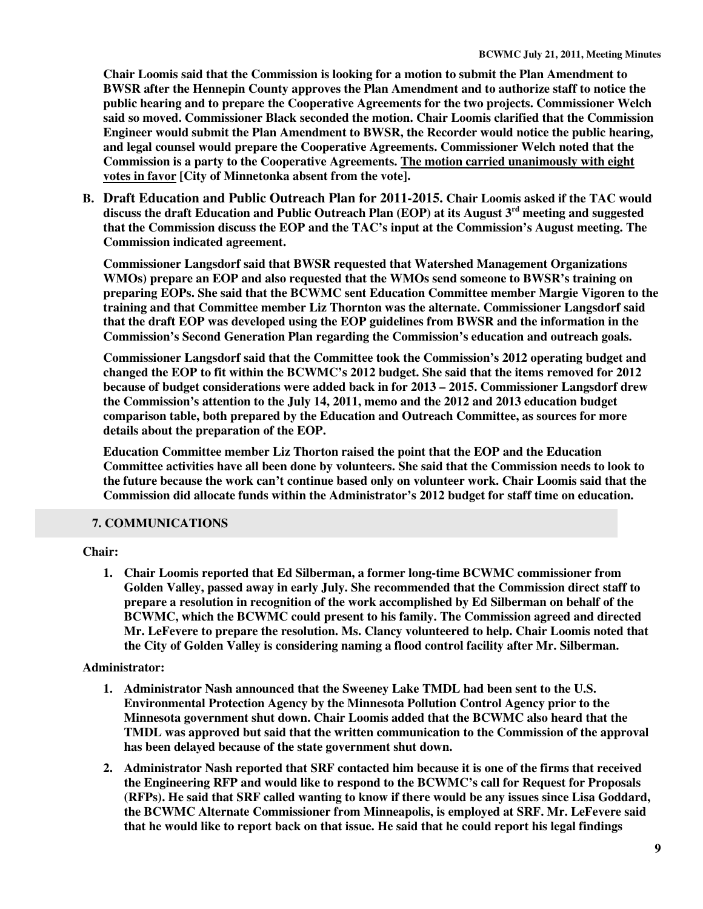**Chair Loomis said that the Commission is looking for a motion to submit the Plan Amendment to BWSR after the Hennepin County approves the Plan Amendment and to authorize staff to notice the public hearing and to prepare the Cooperative Agreements for the two projects. Commissioner Welch said so moved. Commissioner Black seconded the motion. Chair Loomis clarified that the Commission Engineer would submit the Plan Amendment to BWSR, the Recorder would notice the public hearing, and legal counsel would prepare the Cooperative Agreements. Commissioner Welch noted that the Commission is a party to the Cooperative Agreements. <u>The motion carried unanimously with eight votes in favor</u> [City of Minnetonka absent from the vote].**

**B. Draft Education and Public Outreach Plan for 2011-2015. Chair Loomis asked if the TAC would discuss the draft Education and Public Outreach Plan (EOP) at its August 3rd meeting and suggested that the Commission discuss the EOP and the TAC's input at the Commission's August meeting. The Commission indicated agreement.**

**Commissioner Langsdorf said that BWSR requested that Watershed Management Organizations WMOs) prepare an EOP and also requested that the WMOs send someone to BWSR's training on preparing EOPs. She said that the BCWMC sent Education Committee member Margie Vigoren to the training and that Committee member Liz Thornton was the alternate. Commissioner Langsdorf said that the draft EOP was developed using the EOP guidelines from BWSR and the information in the Commission's Second Generation Plan regarding the Commission's education and outreach goals.**

**Commissioner Langsdorf said that the Committee took the Commission's 2012 operating budget and changed the EOP to fit within the BCWMC's 2012 budget. She said that the items removed for 2012 because of budget considerations were added back in for 2013 – 2015. Commissioner Langsdorf drew the Commission's attention to the July 14, 2011, memo and the 2012 and 2013 education budget comparison table, both prepared by the Education and Outreach Committee, as sources for more details about the preparation of the EOP.**

**Education Committee member Liz Thorton raised the point that the EOP and the Education Committee activities have all been done by volunteers. She said that the Commission needs to look to the future because the work can't continue based only on volunteer work. Chair Loomis said that the Commission did allocate funds within the Administrator's 2012 budget for staff time on education.**

## 7. COMMUNICATIONS

**Chair:**

1. **Chair Loomis reported that Ed Silberman, a former long-time BCWMC commissioner from Golden Valley, passed away in early July. She recommended that the Commission direct staff to prepare a resolution in recognition of the work accomplished by Ed Silberman on behalf of the BCWMC, which the BCWMC could present to his family. The Commission agreed and directed Mr. LeFevere to prepare the resolution. Ms. Clancy volunteered to help. Chair Loomis noted that the City of Golden Valley is considering naming a flood control facility after Mr. Silberman.**

**Administrator:**

1. **Administrator Nash announced that the Sweeney Lake TMDL had been sent to the U.S. Environmental Protection Agency by the Minnesota Pollution Control Agency prior to the Minnesota government shut down. Chair Loomis added that the BCWMC also heard that the TMDL was approved but said that the written communication to the Commission of the approval has been delayed because of the state government shut down.**
2. **Administrator Nash reported that SRF contacted him because it is one of the firms that received the Engineering RFP and would like to respond to the BCWMC's call for Request for Proposals (RFPs). He said that SRF called wanting to know if there would be any issues since Lisa Goddard, the BCWMC Alternate Commissioner from Minneapolis, is employed at SRF. Mr. LeFevere said that he would like to report back on that issue. He said that he could report his legal findings**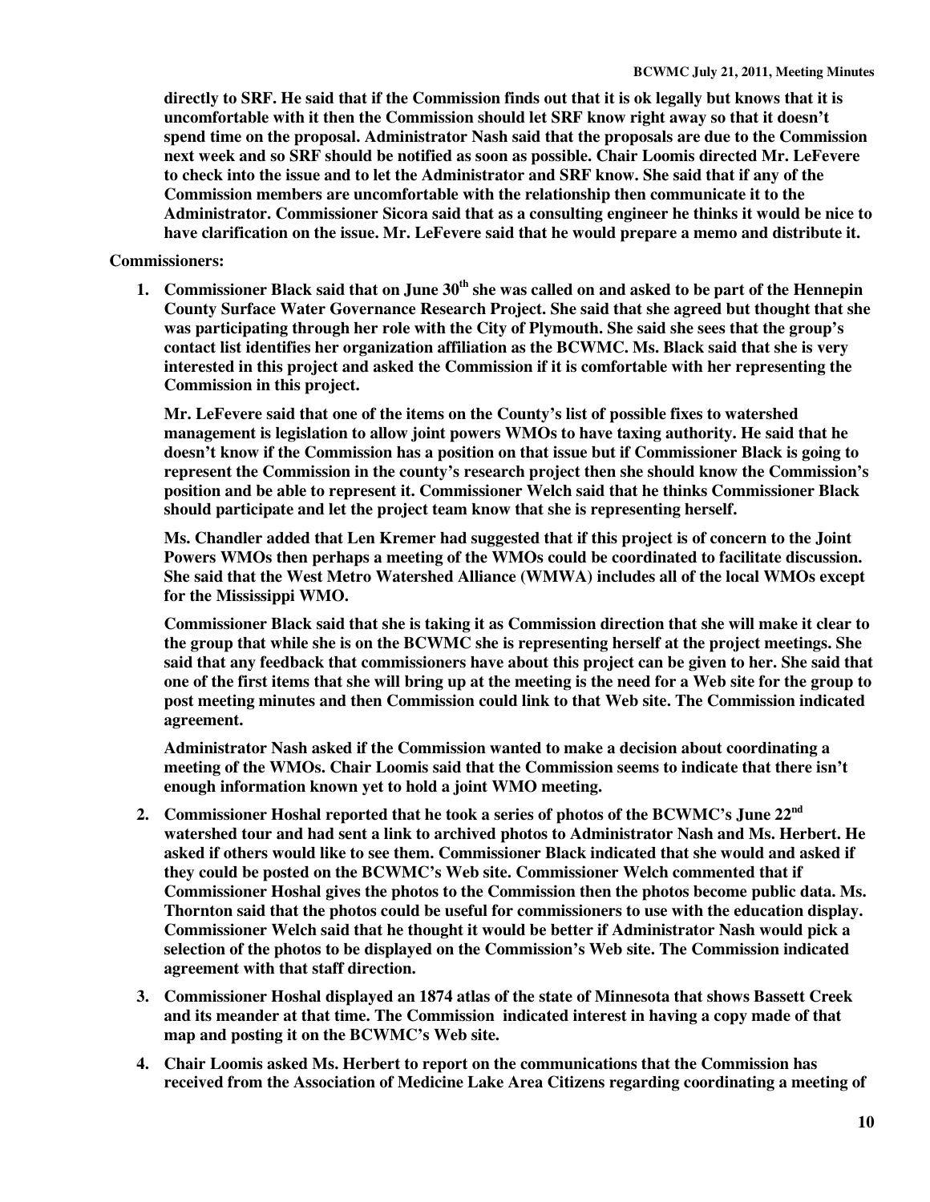**directly to SRF. He said that if the Commission finds out that it is ok legally but knows that it is uncomfortable with it then the Commission should let SRF know right away so that it doesn't spend time on the proposal. Administrator Nash said that the proposals are due to the Commission next week and so SRF should be notified as soon as possible. Chair Loomis directed Mr. LeFevere to check into the issue and to let the Administrator and SRF know. She said that if any of the Commission members are uncomfortable with the relationship then communicate it to the Administrator. Commissioner Sicora said that as a consulting engineer he thinks it would be nice to have clarification on the issue. Mr. LeFevere said that he would prepare a memo and distribute it.**

**Commissioners:**

1. **Commissioner Black said that on June 30th she was called on and asked to be part of the Hennepin County Surface Water Governance Research Project. She said that she agreed but thought that she was participating through her role with the City of Plymouth. She said she sees that the group's contact list identifies her organization affiliation as the BCWMC. Ms. Black said that she is very interested in this project and asked the Commission if it is comfortable with her representing the Commission in this project.**

   **Mr. LeFevere said that one of the items on the County's list of possible fixes to watershed management is legislation to allow joint powers WMOs to have taxing authority. He said that he doesn't know if the Commission has a position on that issue but if Commissioner Black is going to represent the Commission in the county's research project then she should know the Commission's position and be able to represent it. Commissioner Welch said that he thinks Commissioner Black should participate and let the project team know that she is representing herself.**

   **Ms. Chandler added that Len Kremer had suggested that if this project is of concern to the Joint Powers WMOs then perhaps a meeting of the WMOs could be coordinated to facilitate discussion. She said that the West Metro Watershed Alliance (WMWA) includes all of the local WMOs except for the Mississippi WMO.**

   **Commissioner Black said that she is taking it as Commission direction that she will make it clear to the group that while she is on the BCWMC she is representing herself at the project meetings. She said that any feedback that commissioners have about this project can be given to her. She said that one of the first items that she will bring up at the meeting is the need for a Web site for the group to post meeting minutes and then Commission could link to that Web site. The Commission indicated agreement.**

   **Administrator Nash asked if the Commission wanted to make a decision about coordinating a meeting of the WMOs. Chair Loomis said that the Commission seems to indicate that there isn't enough information known yet to hold a joint WMO meeting.**

2. **Commissioner Hoshal reported that he took a series of photos of the BCWMC's June 22nd watershed tour and had sent a link to archived photos to Administrator Nash and Ms. Herbert. He asked if others would like to see them. Commissioner Black indicated that she would and asked if they could be posted on the BCWMC's Web site. Commissioner Welch commented that if Commissioner Hoshal gives the photos to the Commission then the photos become public data. Ms. Thornton said that the photos could be useful for commissioners to use with the education display. Commissioner Welch said that he thought it would be better if Administrator Nash would pick a selection of the photos to be displayed on the Commission's Web site. The Commission indicated agreement with that staff direction.**

3. **Commissioner Hoshal displayed an 1874 atlas of the state of Minnesota that shows Bassett Creek and its meander at that time. The Commission indicated interest in having a copy made of that map and posting it on the BCWMC's Web site.**

4. **Chair Loomis asked Ms. Herbert to report on the communications that the Commission has received from the Association of Medicine Lake Area Citizens regarding coordinating a meeting of**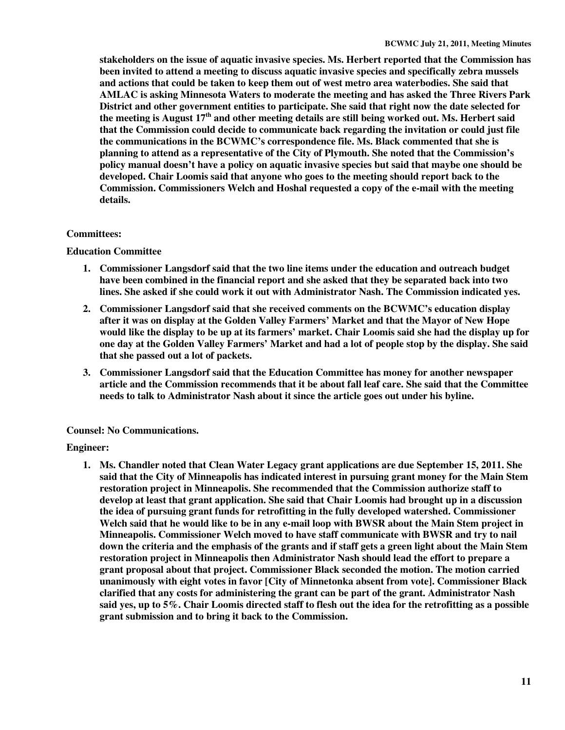**stakeholders on the issue of aquatic invasive species. Ms. Herbert reported that the Commission has been invited to attend a meeting to discuss aquatic invasive species and specifically zebra mussels and actions that could be taken to keep them out of west metro area waterbodies. She said that AMLAC is asking Minnesota Waters to moderate the meeting and has asked the Three Rivers Park District and other government entities to participate. She said that right now the date selected for the meeting is August 17th and other meeting details are still being worked out. Ms. Herbert said that the Commission could decide to communicate back regarding the invitation or could just file the communications in the BCWMC's correspondence file. Ms. Black commented that she is planning to attend as a representative of the City of Plymouth. She noted that the Commission's policy manual doesn't have a policy on aquatic invasive species but said that maybe one should be developed. Chair Loomis said that anyone who goes to the meeting should report back to the Commission. Commissioners Welch and Hoshal requested a copy of the e-mail with the meeting details.**

**Committees:**

**Education Committee**

1. **Commissioner Langsdorf said that the two line items under the education and outreach budget have been combined in the financial report and she asked that they be separated back into two lines. She asked if she could work it out with Administrator Nash. The Commission indicated yes.**
2. **Commissioner Langsdorf said that she received comments on the BCWMC's education display after it was on display at the Golden Valley Farmers' Market and that the Mayor of New Hope would like the display to be up at its farmers' market. Chair Loomis said she had the display up for one day at the Golden Valley Farmers' Market and had a lot of people stop by the display. She said that she passed out a lot of packets.**
3. **Commissioner Langsdorf said that the Education Committee has money for another newspaper article and the Commission recommends that it be about fall leaf care. She said that the Committee needs to talk to Administrator Nash about it since the article goes out under his byline.**

**Counsel: No Communications.**

**Engineer:**

1. **Ms. Chandler noted that Clean Water Legacy grant applications are due September 15, 2011. She said that the City of Minneapolis has indicated interest in pursuing grant money for the Main Stem restoration project in Minneapolis. She recommended that the Commission authorize staff to develop at least that grant application. She said that Chair Loomis had brought up in a discussion the idea of pursuing grant funds for retrofitting in the fully developed watershed. Commissioner Welch said that he would like to be in any e-mail loop with BWSR about the Main Stem project in Minneapolis. Commissioner Welch moved to have staff communicate with BWSR and try to nail down the criteria and the emphasis of the grants and if staff gets a green light about the Main Stem restoration project in Minneapolis then Administrator Nash should lead the effort to prepare a grant proposal about that project. Commissioner Black seconded the motion. The motion carried unanimously with eight votes in favor [City of Minnetonka absent from vote]. Commissioner Black clarified that any costs for administering the grant can be part of the grant. Administrator Nash said yes, up to 5%. Chair Loomis directed staff to flesh out the idea for the retrofitting as a possible grant submission and to bring it back to the Commission.**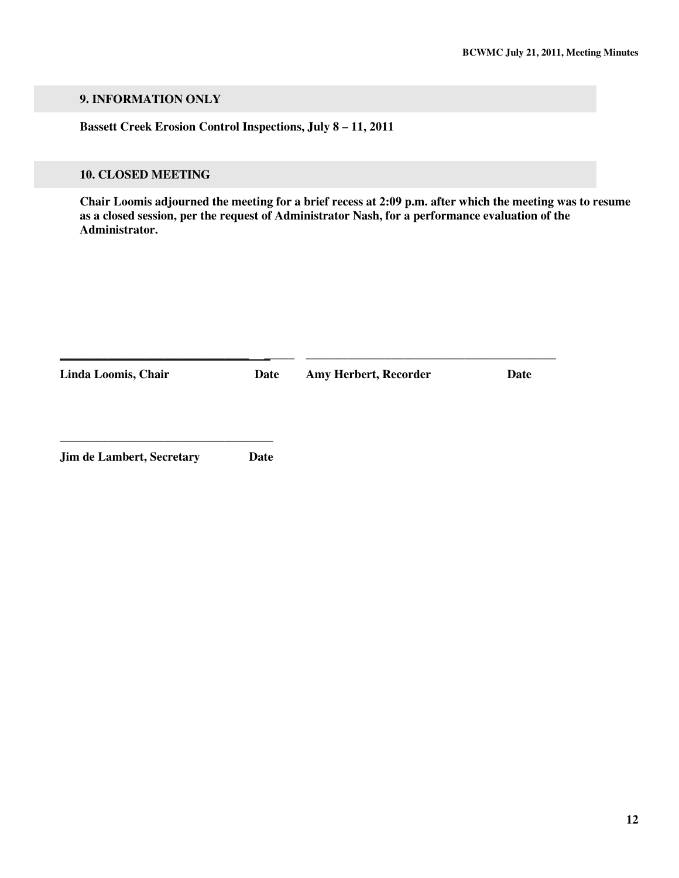## 9. INFORMATION ONLY

**Bassett Creek Erosion Control Inspections, July 8 – 11, 2011**

## 10. CLOSED MEETING

**Chair Loomis adjourned the meeting for a brief recess at 2:09 p.m. after which the meeting was to resume as a closed session, per the request of Administrator Nash, for a performance evaluation of the Administrator.**

\_\_\_\_\_\_\_\_\_\_\_\_\_\_\_\_\_\_\_\_\_\_\_\_\_\_\_\_\_\_\_\_\_\_\_\_ \_\_\_\_\_\_\_\_\_\_\_\_\_\_\_\_\_\_\_\_\_\_\_\_\_\_\_\_\_\_\_\_\_\_\_\_\_\_\_\_

**Linda Loomis, Chair** **Date** **Amy Herbert, Recorder** **Date**

\_\_\_\_\_\_\_\_\_\_\_\_\_\_\_\_\_\_\_\_\_\_\_\_\_\_\_\_\_\_\_\_\_\_\_\_

**Jim de Lambert, Secretary** **Date**